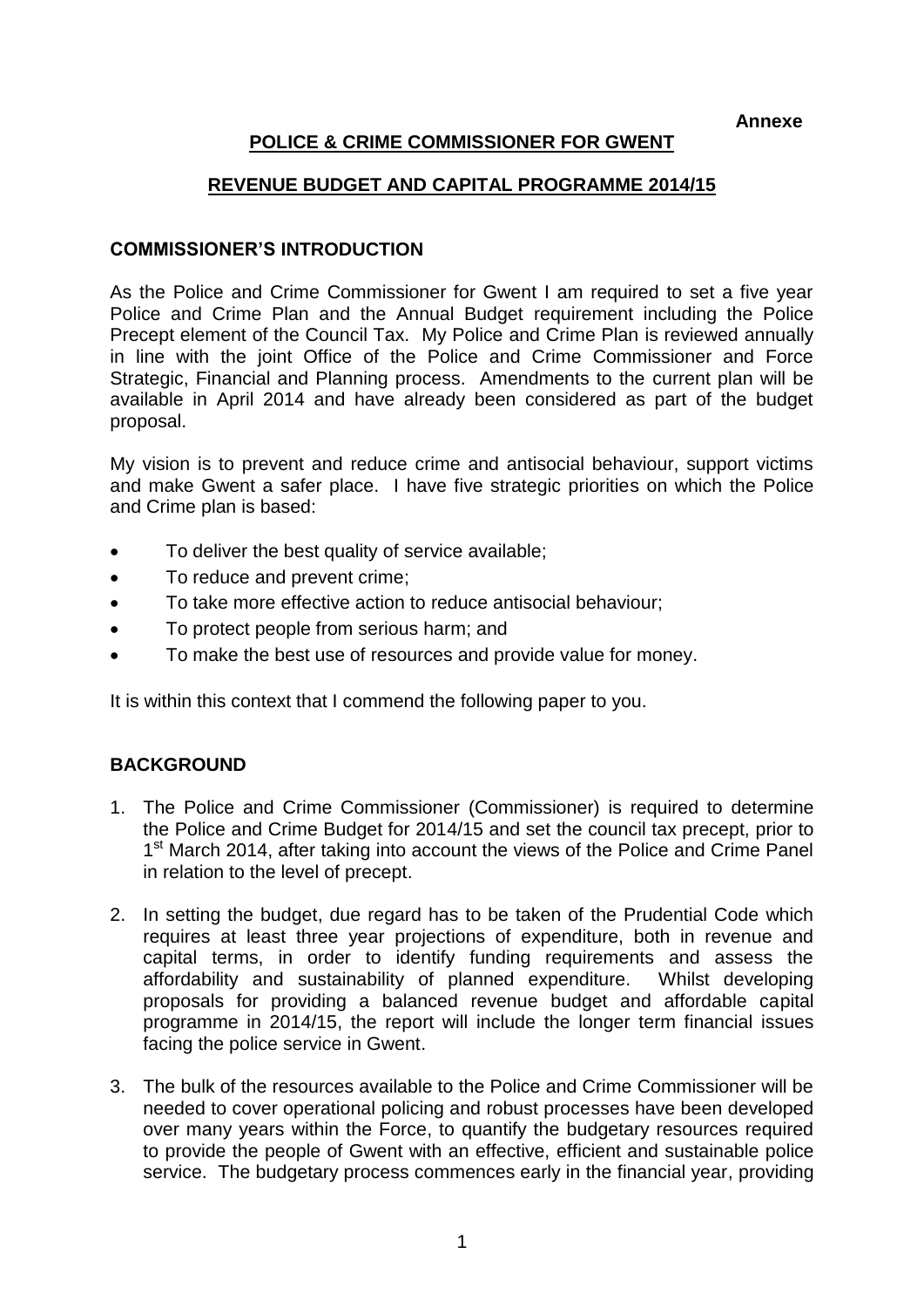**Annexe**

# POLICE & CRIME COMMISSIONER FOR GWENT

## REVENUE BUDGET AND CAPITAL PROGRAMME 2014/15

### COMMISSIONER'S INTRODUCTION

As the Police and Crime Commissioner for Gwent I am required to set a five year Police and Crime Plan and the Annual Budget requirement including the Police Precept element of the Council Tax. My Police and Crime Plan is reviewed annually in line with the joint Office of the Police and Crime Commissioner and Force Strategic, Financial and Planning process. Amendments to the current plan will be available in April 2014 and have already been considered as part of the budget proposal.

My vision is to prevent and reduce crime and antisocial behaviour, support victims and make Gwent a safer place. I have five strategic priorities on which the Police and Crime plan is based:

- To deliver the best quality of service available;
- To reduce and prevent crime;
- To take more effective action to reduce antisocial behaviour;
- To protect people from serious harm; and
- To make the best use of resources and provide value for money.

It is within this context that I commend the following paper to you.

### BACKGROUND

1. The Police and Crime Commissioner (Commissioner) is required to determine the Police and Crime Budget for 2014/15 and set the council tax precept, prior to 1st March 2014, after taking into account the views of the Police and Crime Panel in relation to the level of precept.

2. In setting the budget, due regard has to be taken of the Prudential Code which requires at least three year projections of expenditure, both in revenue and capital terms, in order to identify funding requirements and assess the affordability and sustainability of planned expenditure. Whilst developing proposals for providing a balanced revenue budget and affordable capital programme in 2014/15, the report will include the longer term financial issues facing the police service in Gwent.

3. The bulk of the resources available to the Police and Crime Commissioner will be needed to cover operational policing and robust processes have been developed over many years within the Force, to quantify the budgetary resources required to provide the people of Gwent with an effective, efficient and sustainable police service. The budgetary process commences early in the financial year, providing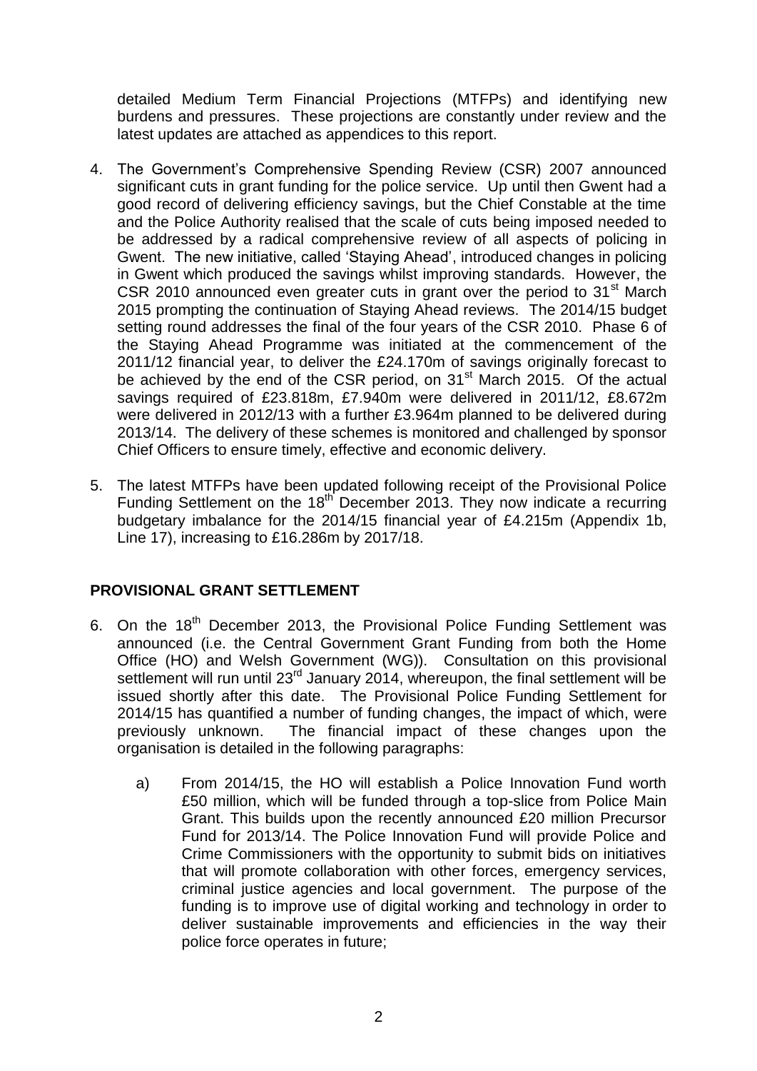detailed Medium Term Financial Projections (MTFPs) and identifying new burdens and pressures. These projections are constantly under review and the latest updates are attached as appendices to this report.

4. The Government's Comprehensive Spending Review (CSR) 2007 announced significant cuts in grant funding for the police service. Up until then Gwent had a good record of delivering efficiency savings, but the Chief Constable at the time and the Police Authority realised that the scale of cuts being imposed needed to be addressed by a radical comprehensive review of all aspects of policing in Gwent. The new initiative, called 'Staying Ahead', introduced changes in policing in Gwent which produced the savings whilst improving standards. However, the CSR 2010 announced even greater cuts in grant over the period to 31st March 2015 prompting the continuation of Staying Ahead reviews. The 2014/15 budget setting round addresses the final of the four years of the CSR 2010. Phase 6 of the Staying Ahead Programme was initiated at the commencement of the 2011/12 financial year, to deliver the £24.170m of savings originally forecast to be achieved by the end of the CSR period, on 31st March 2015. Of the actual savings required of £23.818m, £7.940m were delivered in 2011/12, £8.672m were delivered in 2012/13 with a further £3.964m planned to be delivered during 2013/14. The delivery of these schemes is monitored and challenged by sponsor Chief Officers to ensure timely, effective and economic delivery.

5. The latest MTFPs have been updated following receipt of the Provisional Police Funding Settlement on the 18th December 2013. They now indicate a recurring budgetary imbalance for the 2014/15 financial year of £4.215m (Appendix 1b, Line 17), increasing to £16.286m by 2017/18.

## PROVISIONAL GRANT SETTLEMENT

6. On the 18th December 2013, the Provisional Police Funding Settlement was announced (i.e. the Central Government Grant Funding from both the Home Office (HO) and Welsh Government (WG)). Consultation on this provisional settlement will run until 23rd January 2014, whereupon, the final settlement will be issued shortly after this date. The Provisional Police Funding Settlement for 2014/15 has quantified a number of funding changes, the impact of which, were previously unknown. The financial impact of these changes upon the organisation is detailed in the following paragraphs:

   a) From 2014/15, the HO will establish a Police Innovation Fund worth £50 million, which will be funded through a top-slice from Police Main Grant. This builds upon the recently announced £20 million Precursor Fund for 2013/14. The Police Innovation Fund will provide Police and Crime Commissioners with the opportunity to submit bids on initiatives that will promote collaboration with other forces, emergency services, criminal justice agencies and local government. The purpose of the funding is to improve use of digital working and technology in order to deliver sustainable improvements and efficiencies in the way their police force operates in future;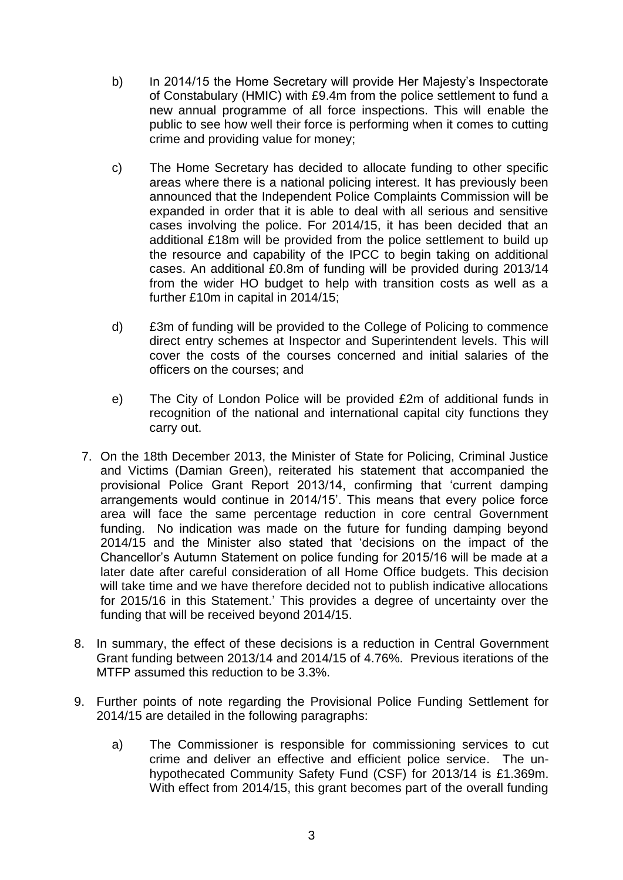b) In 2014/15 the Home Secretary will provide Her Majesty's Inspectorate of Constabulary (HMIC) with £9.4m from the police settlement to fund a new annual programme of all force inspections. This will enable the public to see how well their force is performing when it comes to cutting crime and providing value for money;

c) The Home Secretary has decided to allocate funding to other specific areas where there is a national policing interest. It has previously been announced that the Independent Police Complaints Commission will be expanded in order that it is able to deal with all serious and sensitive cases involving the police. For 2014/15, it has been decided that an additional £18m will be provided from the police settlement to build up the resource and capability of the IPCC to begin taking on additional cases. An additional £0.8m of funding will be provided during 2013/14 from the wider HO budget to help with transition costs as well as a further £10m in capital in 2014/15;

d) £3m of funding will be provided to the College of Policing to commence direct entry schemes at Inspector and Superintendent levels. This will cover the costs of the courses concerned and initial salaries of the officers on the courses; and

e) The City of London Police will be provided £2m of additional funds in recognition of the national and international capital city functions they carry out.

7. On the 18th December 2013, the Minister of State for Policing, Criminal Justice and Victims (Damian Green), reiterated his statement that accompanied the provisional Police Grant Report 2013/14, confirming that 'current damping arrangements would continue in 2014/15'. This means that every police force area will face the same percentage reduction in core central Government funding. No indication was made on the future for funding damping beyond 2014/15 and the Minister also stated that 'decisions on the impact of the Chancellor's Autumn Statement on police funding for 2015/16 will be made at a later date after careful consideration of all Home Office budgets. This decision will take time and we have therefore decided not to publish indicative allocations for 2015/16 in this Statement.' This provides a degree of uncertainty over the funding that will be received beyond 2014/15.

8. In summary, the effect of these decisions is a reduction in Central Government Grant funding between 2013/14 and 2014/15 of 4.76%. Previous iterations of the MTFP assumed this reduction to be 3.3%.

9. Further points of note regarding the Provisional Police Funding Settlement for 2014/15 are detailed in the following paragraphs:

   a) The Commissioner is responsible for commissioning services to cut crime and deliver an effective and efficient police service. The un-hypothecated Community Safety Fund (CSF) for 2013/14 is £1.369m. With effect from 2014/15, this grant becomes part of the overall funding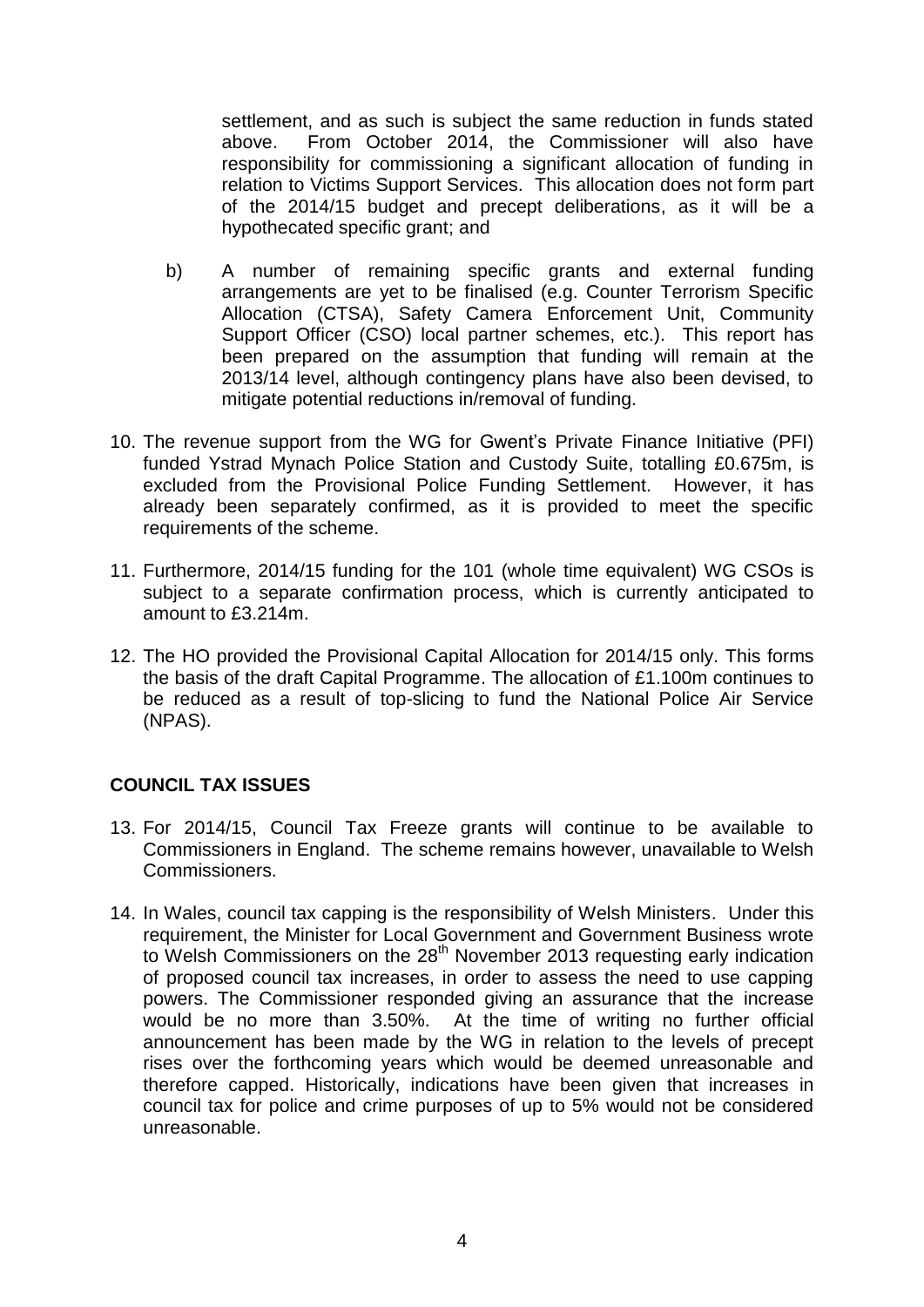settlement, and as such is subject the same reduction in funds stated above. From October 2014, the Commissioner will also have responsibility for commissioning a significant allocation of funding in relation to Victims Support Services. This allocation does not form part of the 2014/15 budget and precept deliberations, as it will be a hypothecated specific grant; and

b) A number of remaining specific grants and external funding arrangements are yet to be finalised (e.g. Counter Terrorism Specific Allocation (CTSA), Safety Camera Enforcement Unit, Community Support Officer (CSO) local partner schemes, etc.). This report has been prepared on the assumption that funding will remain at the 2013/14 level, although contingency plans have also been devised, to mitigate potential reductions in/removal of funding.

10. The revenue support from the WG for Gwent's Private Finance Initiative (PFI) funded Ystrad Mynach Police Station and Custody Suite, totalling £0.675m, is excluded from the Provisional Police Funding Settlement. However, it has already been separately confirmed, as it is provided to meet the specific requirements of the scheme.

11. Furthermore, 2014/15 funding for the 101 (whole time equivalent) WG CSOs is subject to a separate confirmation process, which is currently anticipated to amount to £3.214m.

12. The HO provided the Provisional Capital Allocation for 2014/15 only. This forms the basis of the draft Capital Programme. The allocation of £1.100m continues to be reduced as a result of top-slicing to fund the National Police Air Service (NPAS).

**COUNCIL TAX ISSUES**

13. For 2014/15, Council Tax Freeze grants will continue to be available to Commissioners in England. The scheme remains however, unavailable to Welsh Commissioners.

14. In Wales, council tax capping is the responsibility of Welsh Ministers. Under this requirement, the Minister for Local Government and Government Business wrote to Welsh Commissioners on the 28th November 2013 requesting early indication of proposed council tax increases, in order to assess the need to use capping powers. The Commissioner responded giving an assurance that the increase would be no more than 3.50%. At the time of writing no further official announcement has been made by the WG in relation to the levels of precept rises over the forthcoming years which would be deemed unreasonable and therefore capped. Historically, indications have been given that increases in council tax for police and crime purposes of up to 5% would not be considered unreasonable.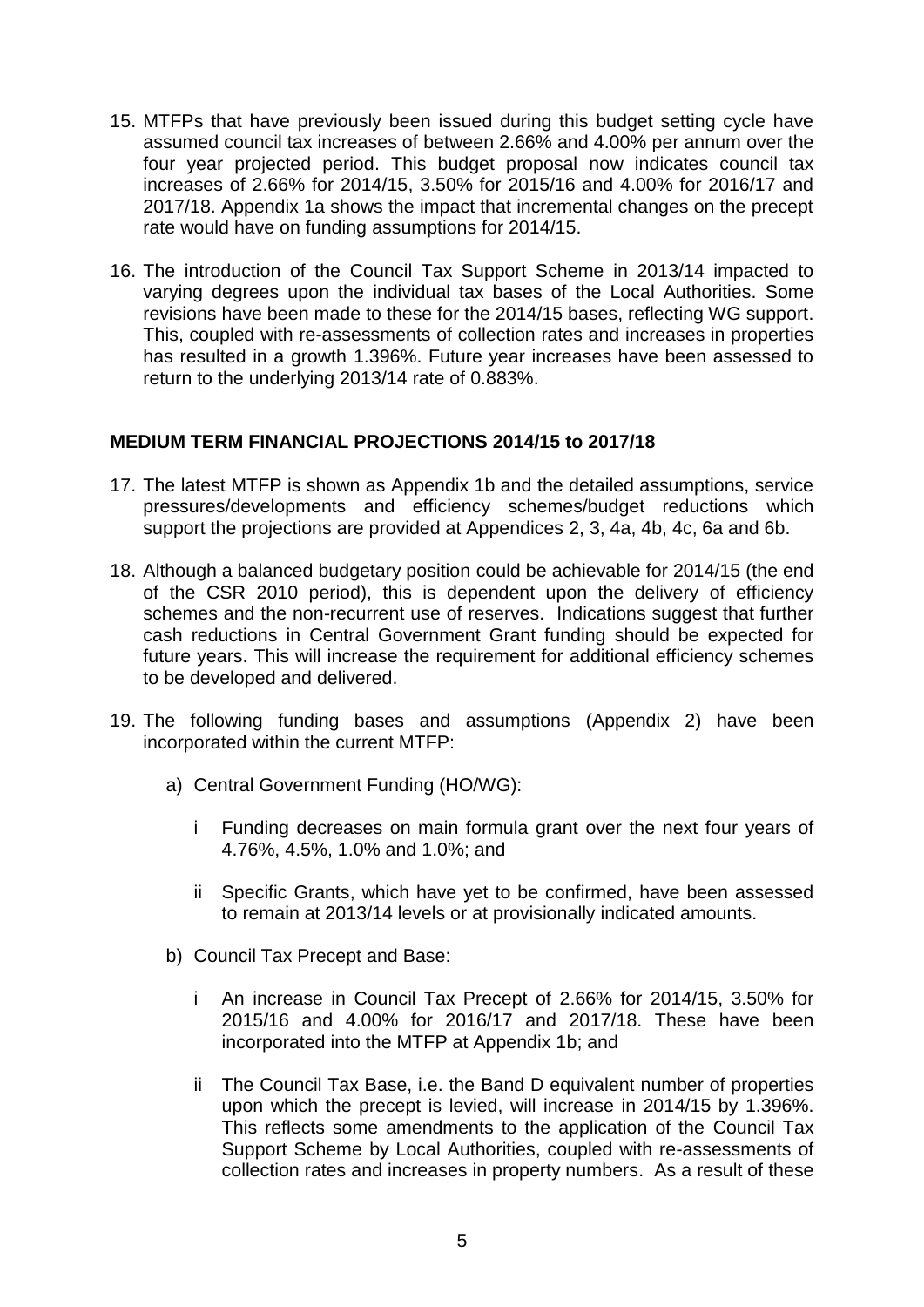15. MTFPs that have previously been issued during this budget setting cycle have assumed council tax increases of between 2.66% and 4.00% per annum over the four year projected period. This budget proposal now indicates council tax increases of 2.66% for 2014/15, 3.50% for 2015/16 and 4.00% for 2016/17 and 2017/18. Appendix 1a shows the impact that incremental changes on the precept rate would have on funding assumptions for 2014/15.

16. The introduction of the Council Tax Support Scheme in 2013/14 impacted to varying degrees upon the individual tax bases of the Local Authorities. Some revisions have been made to these for the 2014/15 bases, reflecting WG support. This, coupled with re-assessments of collection rates and increases in properties has resulted in a growth 1.396%. Future year increases have been assessed to return to the underlying 2013/14 rate of 0.883%.

## MEDIUM TERM FINANCIAL PROJECTIONS 2014/15 to 2017/18

17. The latest MTFP is shown as Appendix 1b and the detailed assumptions, service pressures/developments and efficiency schemes/budget reductions which support the projections are provided at Appendices 2, 3, 4a, 4b, 4c, 6a and 6b.

18. Although a balanced budgetary position could be achievable for 2014/15 (the end of the CSR 2010 period), this is dependent upon the delivery of efficiency schemes and the non-recurrent use of reserves. Indications suggest that further cash reductions in Central Government Grant funding should be expected for future years. This will increase the requirement for additional efficiency schemes to be developed and delivered.

19. The following funding bases and assumptions (Appendix 2) have been incorporated within the current MTFP:

    a) Central Government Funding (HO/WG):

       i Funding decreases on main formula grant over the next four years of 4.76%, 4.5%, 1.0% and 1.0%; and

       ii Specific Grants, which have yet to be confirmed, have been assessed to remain at 2013/14 levels or at provisionally indicated amounts.

    b) Council Tax Precept and Base:

       i An increase in Council Tax Precept of 2.66% for 2014/15, 3.50% for 2015/16 and 4.00% for 2016/17 and 2017/18. These have been incorporated into the MTFP at Appendix 1b; and

       ii The Council Tax Base, i.e. the Band D equivalent number of properties upon which the precept is levied, will increase in 2014/15 by 1.396%. This reflects some amendments to the application of the Council Tax Support Scheme by Local Authorities, coupled with re-assessments of collection rates and increases in property numbers. As a result of these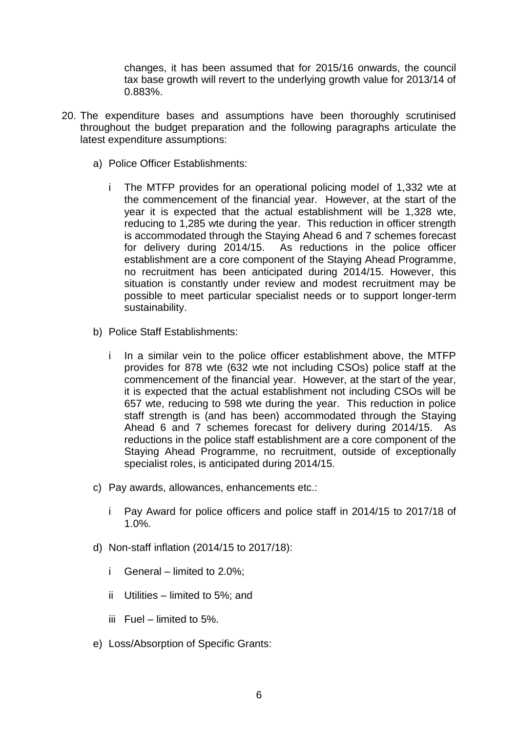changes, it has been assumed that for 2015/16 onwards, the council tax base growth will revert to the underlying growth value for 2013/14 of 0.883%.

20. The expenditure bases and assumptions have been thoroughly scrutinised throughout the budget preparation and the following paragraphs articulate the latest expenditure assumptions:

    a) Police Officer Establishments:

        i The MTFP provides for an operational policing model of 1,332 wte at the commencement of the financial year. However, at the start of the year it is expected that the actual establishment will be 1,328 wte, reducing to 1,285 wte during the year. This reduction in officer strength is accommodated through the Staying Ahead 6 and 7 schemes forecast for delivery during 2014/15. As reductions in the police officer establishment are a core component of the Staying Ahead Programme, no recruitment has been anticipated during 2014/15. However, this situation is constantly under review and modest recruitment may be possible to meet particular specialist needs or to support longer-term sustainability.

    b) Police Staff Establishments:

        i In a similar vein to the police officer establishment above, the MTFP provides for 878 wte (632 wte not including CSOs) police staff at the commencement of the financial year. However, at the start of the year, it is expected that the actual establishment not including CSOs will be 657 wte, reducing to 598 wte during the year. This reduction in police staff strength is (and has been) accommodated through the Staying Ahead 6 and 7 schemes forecast for delivery during 2014/15. As reductions in the police staff establishment are a core component of the Staying Ahead Programme, no recruitment, outside of exceptionally specialist roles, is anticipated during 2014/15.

    c) Pay awards, allowances, enhancements etc.:

        i Pay Award for police officers and police staff in 2014/15 to 2017/18 of 1.0%.

    d) Non-staff inflation (2014/15 to 2017/18):

        i General – limited to 2.0%;

        ii Utilities – limited to 5%; and

        iii Fuel – limited to 5%.

    e) Loss/Absorption of Specific Grants: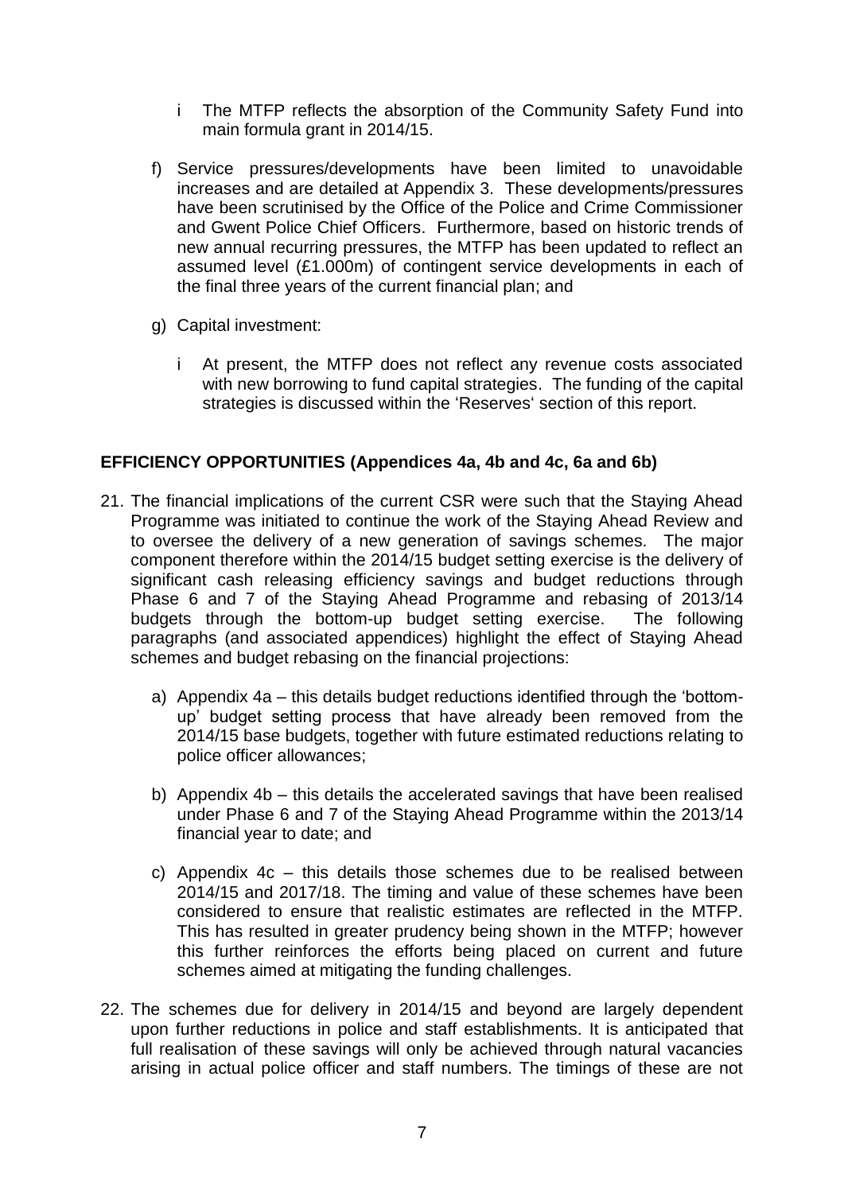i The MTFP reflects the absorption of the Community Safety Fund into main formula grant in 2014/15.

f) Service pressures/developments have been limited to unavoidable increases and are detailed at Appendix 3. These developments/pressures have been scrutinised by the Office of the Police and Crime Commissioner and Gwent Police Chief Officers. Furthermore, based on historic trends of new annual recurring pressures, the MTFP has been updated to reflect an assumed level (£1.000m) of contingent service developments in each of the final three years of the current financial plan; and

g) Capital investment:

   i At present, the MTFP does not reflect any revenue costs associated with new borrowing to fund capital strategies. The funding of the capital strategies is discussed within the 'Reserves' section of this report.

**EFFICIENCY OPPORTUNITIES (Appendices 4a, 4b and 4c, 6a and 6b)**

21. The financial implications of the current CSR were such that the Staying Ahead Programme was initiated to continue the work of the Staying Ahead Review and to oversee the delivery of a new generation of savings schemes. The major component therefore within the 2014/15 budget setting exercise is the delivery of significant cash releasing efficiency savings and budget reductions through Phase 6 and 7 of the Staying Ahead Programme and rebasing of 2013/14 budgets through the bottom-up budget setting exercise. The following paragraphs (and associated appendices) highlight the effect of Staying Ahead schemes and budget rebasing on the financial projections:

    a) Appendix 4a – this details budget reductions identified through the 'bottom-up' budget setting process that have already been removed from the 2014/15 base budgets, together with future estimated reductions relating to police officer allowances;

    b) Appendix 4b – this details the accelerated savings that have been realised under Phase 6 and 7 of the Staying Ahead Programme within the 2013/14 financial year to date; and

    c) Appendix 4c – this details those schemes due to be realised between 2014/15 and 2017/18. The timing and value of these schemes have been considered to ensure that realistic estimates are reflected in the MTFP. This has resulted in greater prudency being shown in the MTFP; however this further reinforces the efforts being placed on current and future schemes aimed at mitigating the funding challenges.

22. The schemes due for delivery in 2014/15 and beyond are largely dependent upon further reductions in police and staff establishments. It is anticipated that full realisation of these savings will only be achieved through natural vacancies arising in actual police officer and staff numbers. The timings of these are not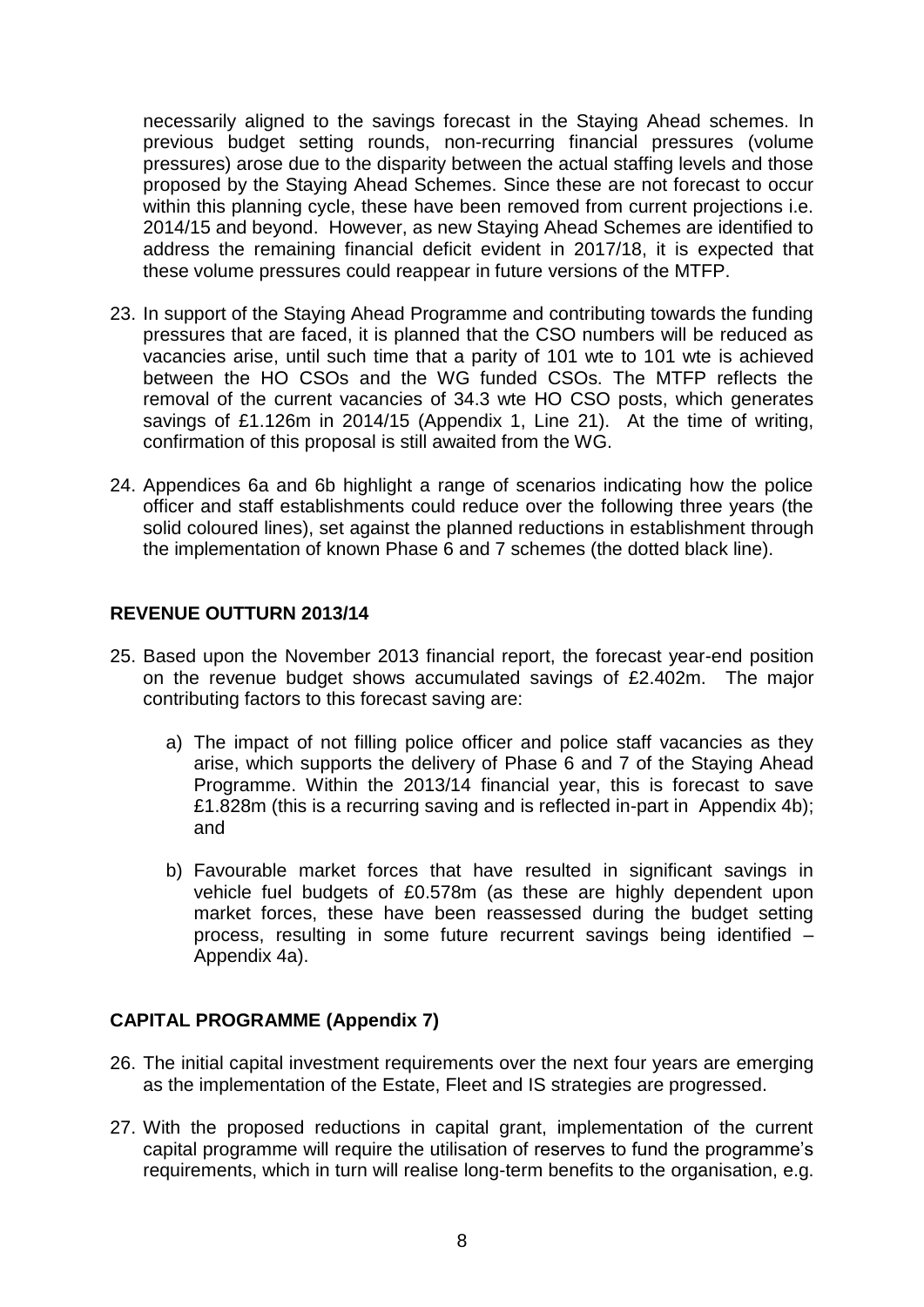necessarily aligned to the savings forecast in the Staying Ahead schemes. In previous budget setting rounds, non-recurring financial pressures (volume pressures) arose due to the disparity between the actual staffing levels and those proposed by the Staying Ahead Schemes. Since these are not forecast to occur within this planning cycle, these have been removed from current projections i.e. 2014/15 and beyond. However, as new Staying Ahead Schemes are identified to address the remaining financial deficit evident in 2017/18, it is expected that these volume pressures could reappear in future versions of the MTFP.

23. In support of the Staying Ahead Programme and contributing towards the funding pressures that are faced, it is planned that the CSO numbers will be reduced as vacancies arise, until such time that a parity of 101 wte to 101 wte is achieved between the HO CSOs and the WG funded CSOs. The MTFP reflects the removal of the current vacancies of 34.3 wte HO CSO posts, which generates savings of £1.126m in 2014/15 (Appendix 1, Line 21). At the time of writing, confirmation of this proposal is still awaited from the WG.

24. Appendices 6a and 6b highlight a range of scenarios indicating how the police officer and staff establishments could reduce over the following three years (the solid coloured lines), set against the planned reductions in establishment through the implementation of known Phase 6 and 7 schemes (the dotted black line).

## REVENUE OUTTURN 2013/14

25. Based upon the November 2013 financial report, the forecast year-end position on the revenue budget shows accumulated savings of £2.402m. The major contributing factors to this forecast saving are:

    a) The impact of not filling police officer and police staff vacancies as they arise, which supports the delivery of Phase 6 and 7 of the Staying Ahead Programme. Within the 2013/14 financial year, this is forecast to save £1.828m (this is a recurring saving and is reflected in-part in Appendix 4b); and

    b) Favourable market forces that have resulted in significant savings in vehicle fuel budgets of £0.578m (as these are highly dependent upon market forces, these have been reassessed during the budget setting process, resulting in some future recurrent savings being identified – Appendix 4a).

## CAPITAL PROGRAMME (Appendix 7)

26. The initial capital investment requirements over the next four years are emerging as the implementation of the Estate, Fleet and IS strategies are progressed.

27. With the proposed reductions in capital grant, implementation of the current capital programme will require the utilisation of reserves to fund the programme's requirements, which in turn will realise long-term benefits to the organisation, e.g.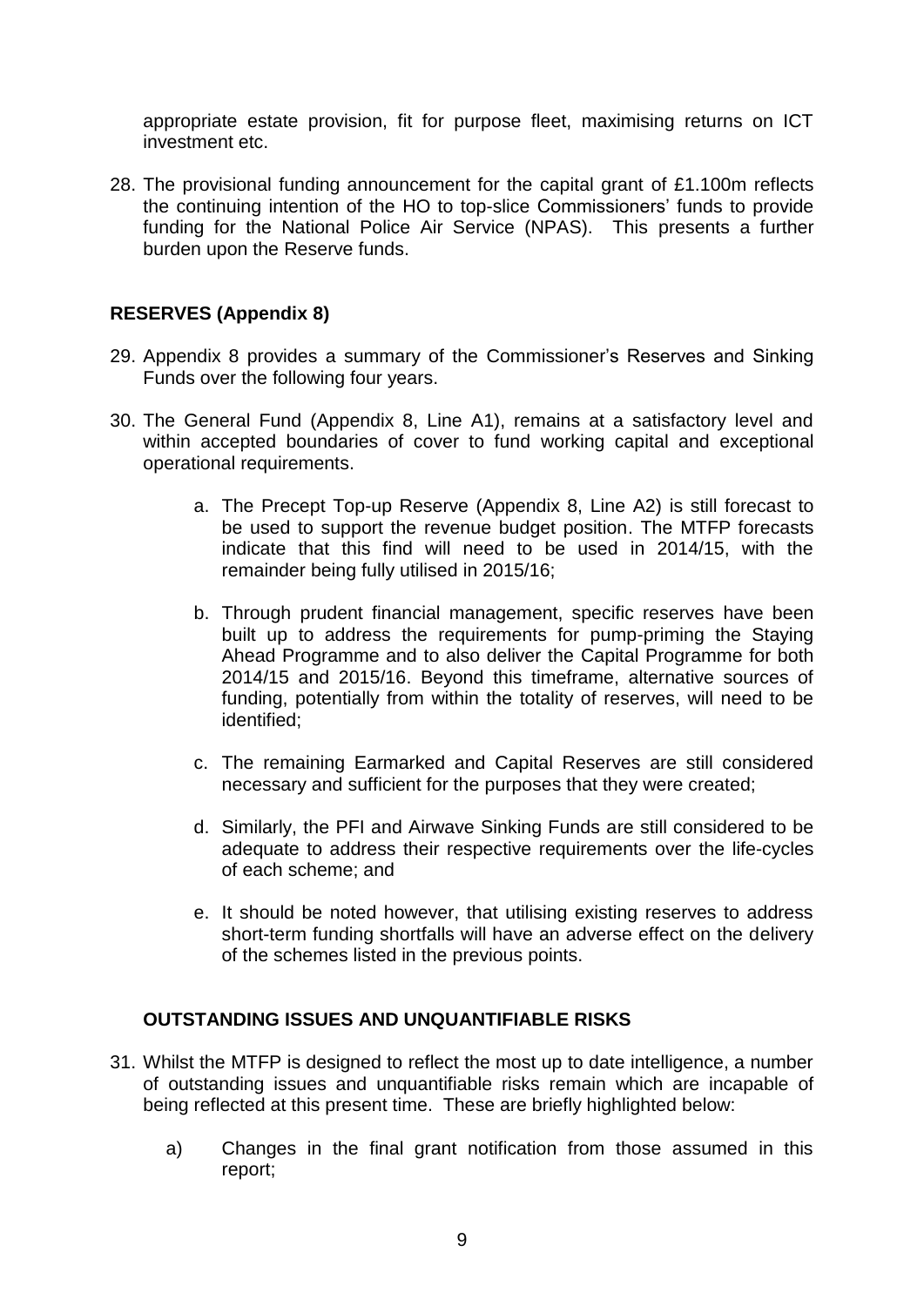appropriate estate provision, fit for purpose fleet, maximising returns on ICT investment etc.

28. The provisional funding announcement for the capital grant of £1.100m reflects the continuing intention of the HO to top-slice Commissioners' funds to provide funding for the National Police Air Service (NPAS). This presents a further burden upon the Reserve funds.

## RESERVES (Appendix 8)

29. Appendix 8 provides a summary of the Commissioner's Reserves and Sinking Funds over the following four years.

30. The General Fund (Appendix 8, Line A1), remains at a satisfactory level and within accepted boundaries of cover to fund working capital and exceptional operational requirements.

    a. The Precept Top-up Reserve (Appendix 8, Line A2) is still forecast to be used to support the revenue budget position. The MTFP forecasts indicate that this find will need to be used in 2014/15, with the remainder being fully utilised in 2015/16;

    b. Through prudent financial management, specific reserves have been built up to address the requirements for pump-priming the Staying Ahead Programme and to also deliver the Capital Programme for both 2014/15 and 2015/16. Beyond this timeframe, alternative sources of funding, potentially from within the totality of reserves, will need to be identified;

    c. The remaining Earmarked and Capital Reserves are still considered necessary and sufficient for the purposes that they were created;

    d. Similarly, the PFI and Airwave Sinking Funds are still considered to be adequate to address their respective requirements over the life-cycles of each scheme; and

    e. It should be noted however, that utilising existing reserves to address short-term funding shortfalls will have an adverse effect on the delivery of the schemes listed in the previous points.

## OUTSTANDING ISSUES AND UNQUANTIFIABLE RISKS

31. Whilst the MTFP is designed to reflect the most up to date intelligence, a number of outstanding issues and unquantifiable risks remain which are incapable of being reflected at this present time. These are briefly highlighted below:

    a) Changes in the final grant notification from those assumed in this report;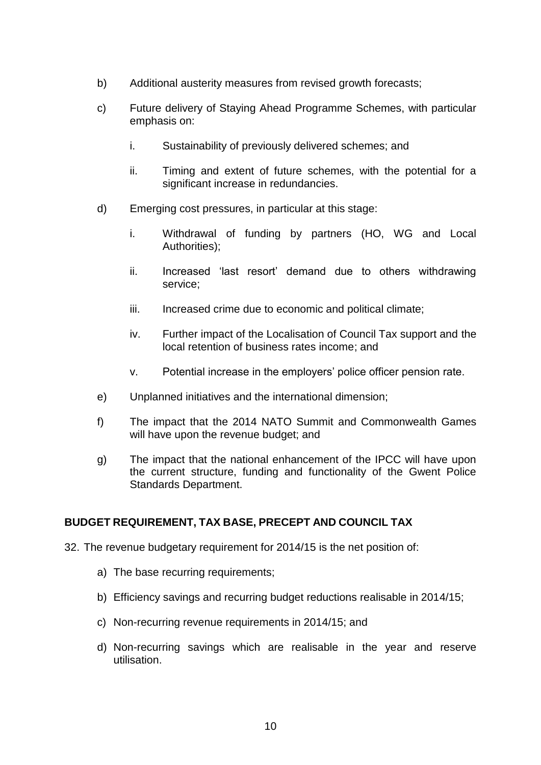b) Additional austerity measures from revised growth forecasts;

c) Future delivery of Staying Ahead Programme Schemes, with particular emphasis on:

   i. Sustainability of previously delivered schemes; and

   ii. Timing and extent of future schemes, with the potential for a significant increase in redundancies.

d) Emerging cost pressures, in particular at this stage:

   i. Withdrawal of funding by partners (HO, WG and Local Authorities);

   ii. Increased 'last resort' demand due to others withdrawing service;

   iii. Increased crime due to economic and political climate;

   iv. Further impact of the Localisation of Council Tax support and the local retention of business rates income; and

   v. Potential increase in the employers' police officer pension rate.

e) Unplanned initiatives and the international dimension;

f) The impact that the 2014 NATO Summit and Commonwealth Games will have upon the revenue budget; and

g) The impact that the national enhancement of the IPCC will have upon the current structure, funding and functionality of the Gwent Police Standards Department.

## BUDGET REQUIREMENT, TAX BASE, PRECEPT AND COUNCIL TAX

32. The revenue budgetary requirement for 2014/15 is the net position of:

    a) The base recurring requirements;

    b) Efficiency savings and recurring budget reductions realisable in 2014/15;

    c) Non-recurring revenue requirements in 2014/15; and

    d) Non-recurring savings which are realisable in the year and reserve utilisation.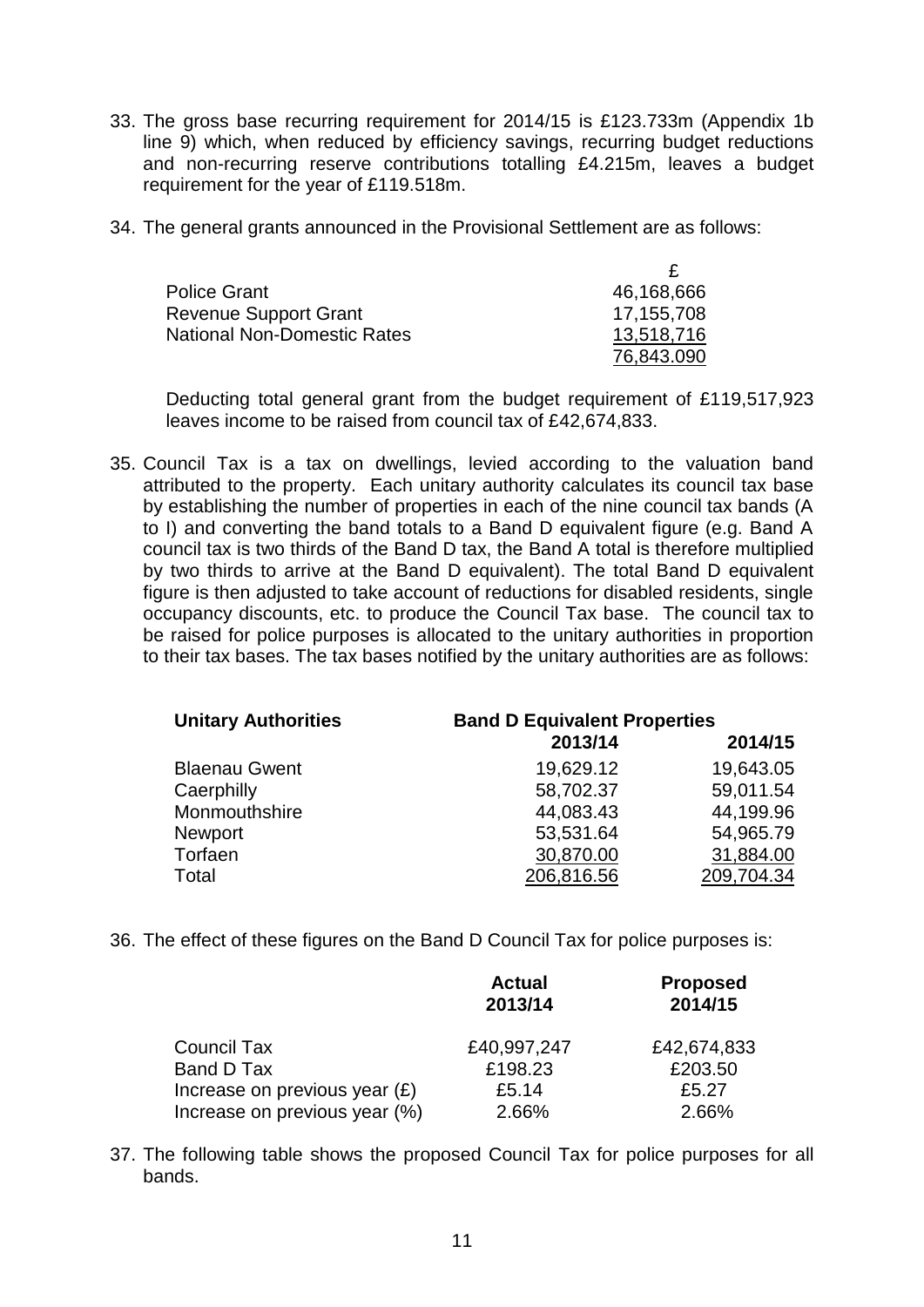33. The gross base recurring requirement for 2014/15 is £123.733m (Appendix 1b line 9) which, when reduced by efficiency savings, recurring budget reductions and non-recurring reserve contributions totalling £4.215m, leaves a budget requirement for the year of £119.518m.

34. The general grants announced in the Provisional Settlement are as follows:

| | £ |
|---|---|
| Police Grant | 46,168,666 |
| Revenue Support Grant | 17,155,708 |
| National Non-Domestic Rates | 13,518,716 |
| | 76,843.090 |

Deducting total general grant from the budget requirement of £119,517,923 leaves income to be raised from council tax of £42,674,833.

35. Council Tax is a tax on dwellings, levied according to the valuation band attributed to the property. Each unitary authority calculates its council tax base by establishing the number of properties in each of the nine council tax bands (A to I) and converting the band totals to a Band D equivalent figure (e.g. Band A council tax is two thirds of the Band D tax, the Band A total is therefore multiplied by two thirds to arrive at the Band D equivalent). The total Band D equivalent figure is then adjusted to take account of reductions for disabled residents, single occupancy discounts, etc. to produce the Council Tax base. The council tax to be raised for police purposes is allocated to the unitary authorities in proportion to their tax bases. The tax bases notified by the unitary authorities are as follows:

| **Unitary Authorities** | **Band D Equivalent Properties** | |
|---|---|---|
| | **2013/14** | **2014/15** |
| Blaenau Gwent | 19,629.12 | 19,643.05 |
| Caerphilly | 58,702.37 | 59,011.54 |
| Monmouthshire | 44,083.43 | 44,199.96 |
| Newport | 53,531.64 | 54,965.79 |
| Torfaen | 30,870.00 | 31,884.00 |
| Total | 206,816.56 | 209,704.34 |

36. The effect of these figures on the Band D Council Tax for police purposes is:

| | **Actual 2013/14** | **Proposed 2014/15** |
|---|---|---|
| Council Tax | £40,997,247 | £42,674,833 |
| Band D Tax | £198.23 | £203.50 |
| Increase on previous year (£) | £5.14 | £5.27 |
| Increase on previous year (%) | 2.66% | 2.66% |

37. The following table shows the proposed Council Tax for police purposes for all bands.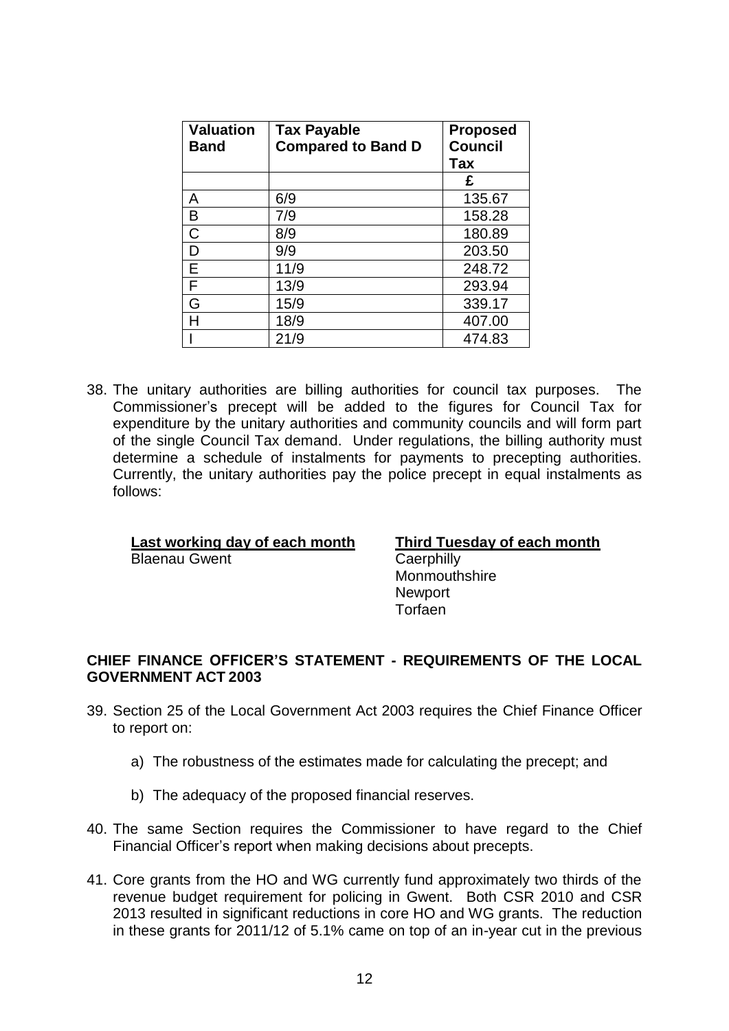| Valuation Band | Tax Payable Compared to Band D | Proposed Council Tax |
|---|---|---|
| | | £ |
| A | 6/9 | 135.67 |
| B | 7/9 | 158.28 |
| C | 8/9 | 180.89 |
| D | 9/9 | 203.50 |
| E | 11/9 | 248.72 |
| F | 13/9 | 293.94 |
| G | 15/9 | 339.17 |
| H | 18/9 | 407.00 |
| I | 21/9 | 474.83 |

38. The unitary authorities are billing authorities for council tax purposes. The Commissioner's precept will be added to the figures for Council Tax for expenditure by the unitary authorities and community councils and will form part of the single Council Tax demand. Under regulations, the billing authority must determine a schedule of instalments for payments to precepting authorities. Currently, the unitary authorities pay the police precept in equal instalments as follows:

| <u>Last working day of each month</u> | <u>Third Tuesday of each month</u> |
|---|---|
| Blaenau Gwent | Caerphilly |
| | Monmouthshire |
| | Newport |
| | Torfaen |

## CHIEF FINANCE OFFICER'S STATEMENT - REQUIREMENTS OF THE LOCAL GOVERNMENT ACT 2003

39. Section 25 of the Local Government Act 2003 requires the Chief Finance Officer to report on:

    a) The robustness of the estimates made for calculating the precept; and

    b) The adequacy of the proposed financial reserves.

40. The same Section requires the Commissioner to have regard to the Chief Financial Officer's report when making decisions about precepts.

41. Core grants from the HO and WG currently fund approximately two thirds of the revenue budget requirement for policing in Gwent. Both CSR 2010 and CSR 2013 resulted in significant reductions in core HO and WG grants. The reduction in these grants for 2011/12 of 5.1% came on top of an in-year cut in the previous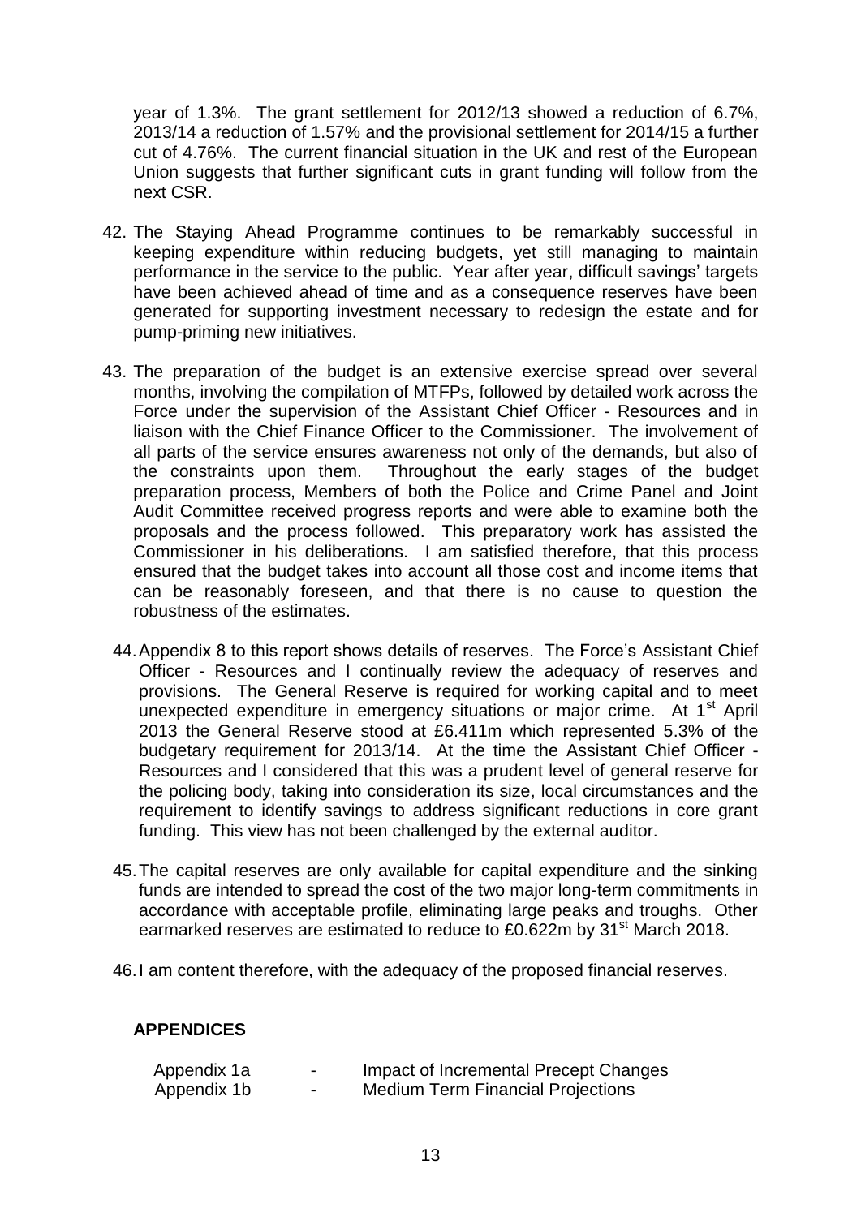year of 1.3%. The grant settlement for 2012/13 showed a reduction of 6.7%, 2013/14 a reduction of 1.57% and the provisional settlement for 2014/15 a further cut of 4.76%. The current financial situation in the UK and rest of the European Union suggests that further significant cuts in grant funding will follow from the next CSR.

42. The Staying Ahead Programme continues to be remarkably successful in keeping expenditure within reducing budgets, yet still managing to maintain performance in the service to the public. Year after year, difficult savings' targets have been achieved ahead of time and as a consequence reserves have been generated for supporting investment necessary to redesign the estate and for pump-priming new initiatives.

43. The preparation of the budget is an extensive exercise spread over several months, involving the compilation of MTFPs, followed by detailed work across the Force under the supervision of the Assistant Chief Officer - Resources and in liaison with the Chief Finance Officer to the Commissioner. The involvement of all parts of the service ensures awareness not only of the demands, but also of the constraints upon them. Throughout the early stages of the budget preparation process, Members of both the Police and Crime Panel and Joint Audit Committee received progress reports and were able to examine both the proposals and the process followed. This preparatory work has assisted the Commissioner in his deliberations. I am satisfied therefore, that this process ensured that the budget takes into account all those cost and income items that can be reasonably foreseen, and that there is no cause to question the robustness of the estimates.

44. Appendix 8 to this report shows details of reserves. The Force's Assistant Chief Officer - Resources and I continually review the adequacy of reserves and provisions. The General Reserve is required for working capital and to meet unexpected expenditure in emergency situations or major crime. At 1st April 2013 the General Reserve stood at £6.411m which represented 5.3% of the budgetary requirement for 2013/14. At the time the Assistant Chief Officer - Resources and I considered that this was a prudent level of general reserve for the policing body, taking into consideration its size, local circumstances and the requirement to identify savings to address significant reductions in core grant funding. This view has not been challenged by the external auditor.

45. The capital reserves are only available for capital expenditure and the sinking funds are intended to spread the cost of the two major long-term commitments in accordance with acceptable profile, eliminating large peaks and troughs. Other earmarked reserves are estimated to reduce to £0.622m by 31st March 2018.

46. I am content therefore, with the adequacy of the proposed financial reserves.

## APPENDICES

| | | |
|---|---|---|
| Appendix 1a | - | Impact of Incremental Precept Changes |
| Appendix 1b | - | Medium Term Financial Projections |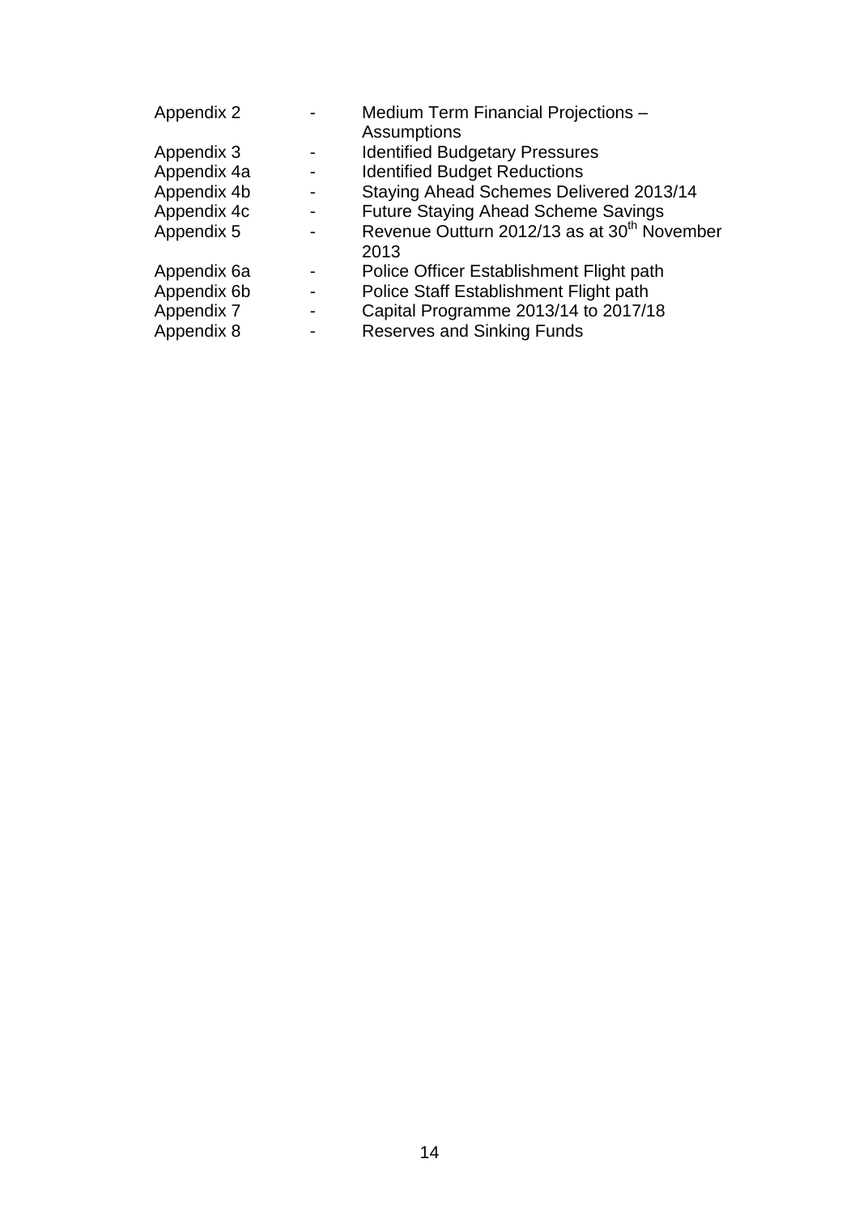| | | |
|---|---|---|
| Appendix 2 | - | Medium Term Financial Projections – Assumptions |
| Appendix 3 | - | Identified Budgetary Pressures |
| Appendix 4a | - | Identified Budget Reductions |
| Appendix 4b | - | Staying Ahead Schemes Delivered 2013/14 |
| Appendix 4c | - | Future Staying Ahead Scheme Savings |
| Appendix 5 | - | Revenue Outturn 2012/13 as at 30th November 2013 |
| Appendix 6a | - | Police Officer Establishment Flight path |
| Appendix 6b | - | Police Staff Establishment Flight path |
| Appendix 7 | - | Capital Programme 2013/14 to 2017/18 |
| Appendix 8 | - | Reserves and Sinking Funds |